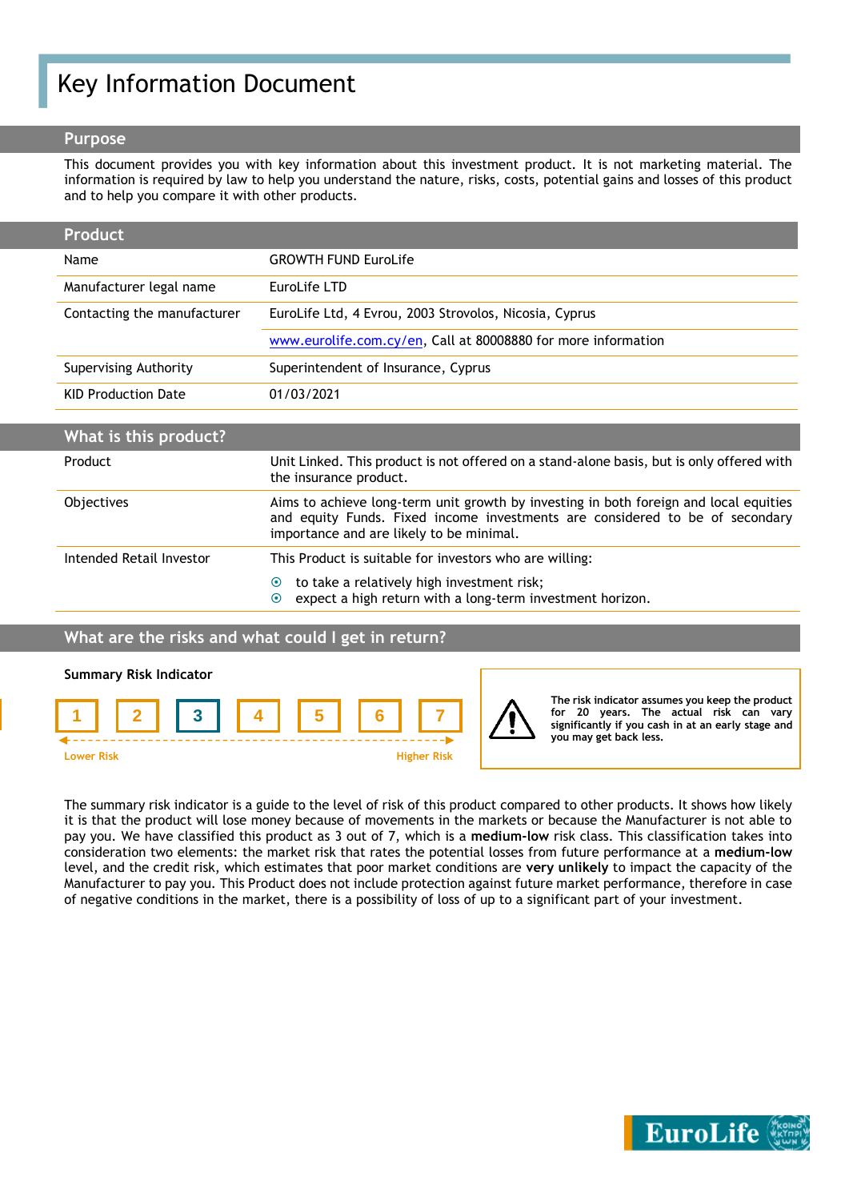# Key Information Document

## Purpose

This document provides you with key information about this investment product. It is not marketing material. The information is required by law to help you understand the nature, risks, costs, potential gains and losses of this product and to help you compare it with other products.

## Product

| | |
|---|---|
| Name | GROWTH FUND EuroLife |
| Manufacturer legal name | EuroLife LTD |
| Contacting the manufacturer | EuroLife Ltd, 4 Evrou, 2003 Strovolos, Nicosia, Cyprus |
| | www.eurolife.com.cy/en, Call at 80008880 for more information |
| Supervising Authority | Superintendent of Insurance, Cyprus |
| KID Production Date | 01/03/2021 |

## What is this product?

| | |
|---|---|
| Product | Unit Linked. This product is not offered on a stand-alone basis, but is only offered with the insurance product. |
| Objectives | Aims to achieve long-term unit growth by investing in both foreign and local equities and equity Funds. Fixed income investments are considered to be of secondary importance and are likely to be minimal. |
| Intended Retail Investor | This Product is suitable for investors who are willing:<br>• to take a relatively high investment risk;<br>• expect a high return with a long-term investment horizon. |

## What are the risks and what could I get in return?

**Summary Risk Indicator**

1 | 2 | **3** | 4 | 5 | 6 | 7

Lower Risk ← → Higher Risk

**The risk indicator assumes you keep the product for 20 years. The actual risk can vary significantly if you cash in at an early stage and you may get back less.**

The summary risk indicator is a guide to the level of risk of this product compared to other products. It shows how likely it is that the product will lose money because of movements in the markets or because the Manufacturer is not able to pay you. We have classified this product as 3 out of 7, which is a **medium-low** risk class. This classification takes into consideration two elements: the market risk that rates the potential losses from future performance at a **medium-low** level, and the credit risk, which estimates that poor market conditions are **very unlikely** to impact the capacity of the Manufacturer to pay you. This Product does not include protection against future market performance, therefore in case of negative conditions in the market, there is a possibility of loss of up to a significant part of your investment.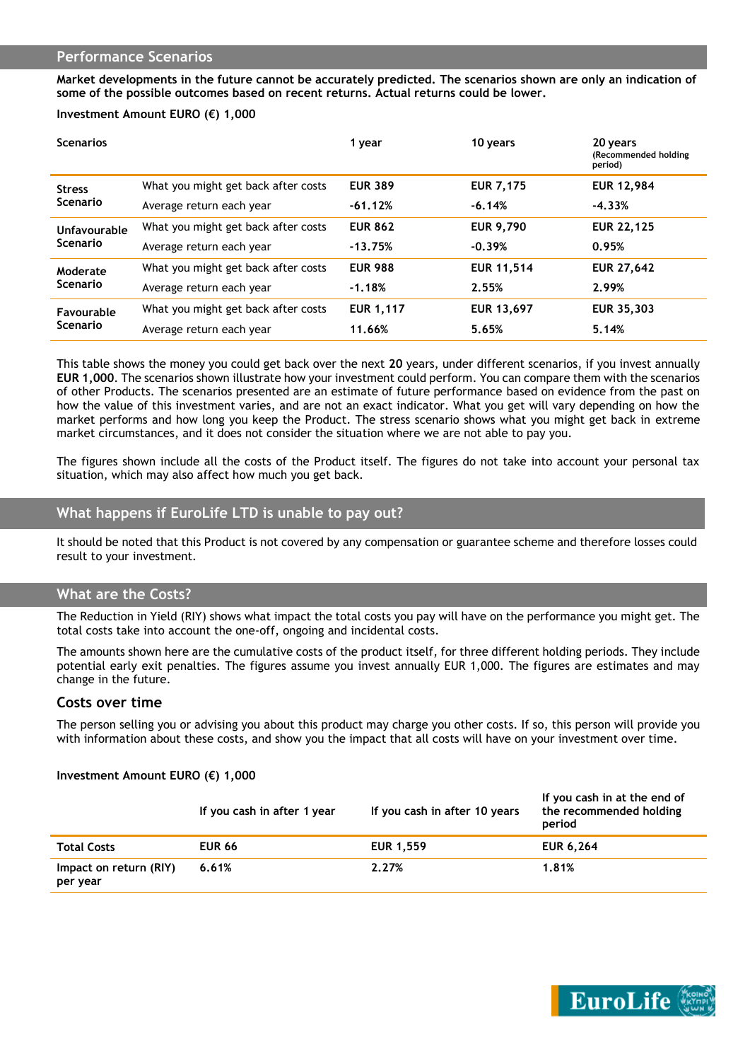## Performance Scenarios

**Market developments in the future cannot be accurately predicted. The scenarios shown are only an indication of some of the possible outcomes based on recent returns. Actual returns could be lower.**

**Investment Amount EURO (€) 1,000**

| Scenarios | | 1 year | 10 years | 20 years (Recommended holding period) |
|---|---|---|---|---|
| **Stress Scenario** | What you might get back after costs | **EUR 389** | **EUR 7,175** | **EUR 12,984** |
| | Average return each year | **-61.12%** | **-6.14%** | **-4.33%** |
| **Unfavourable Scenario** | What you might get back after costs | **EUR 862** | **EUR 9,790** | **EUR 22,125** |
| | Average return each year | **-13.75%** | **-0.39%** | **0.95%** |
| **Moderate Scenario** | What you might get back after costs | **EUR 988** | **EUR 11,514** | **EUR 27,642** |
| | Average return each year | **-1.18%** | **2.55%** | **2.99%** |
| **Favourable Scenario** | What you might get back after costs | **EUR 1,117** | **EUR 13,697** | **EUR 35,303** |
| | Average return each year | **11.66%** | **5.65%** | **5.14%** |

This table shows the money you could get back over the next **20** years, under different scenarios, if you invest annually **EUR 1,000**. The scenarios shown illustrate how your investment could perform. You can compare them with the scenarios of other Products. The scenarios presented are an estimate of future performance based on evidence from the past on how the value of this investment varies, and are not an exact indicator. What you get will vary depending on how the market performs and how long you keep the Product. The stress scenario shows what you might get back in extreme market circumstances, and it does not consider the situation where we are not able to pay you.

The figures shown include all the costs of the Product itself. The figures do not take into account your personal tax situation, which may also affect how much you get back.

## What happens if EuroLife LTD is unable to pay out?

It should be noted that this Product is not covered by any compensation or guarantee scheme and therefore losses could result to your investment.

## What are the Costs?

The Reduction in Yield (RIY) shows what impact the total costs you pay will have on the performance you might get. The total costs take into account the one-off, ongoing and incidental costs.

The amounts shown here are the cumulative costs of the product itself, for three different holding periods. They include potential early exit penalties. The figures assume you invest annually EUR 1,000. The figures are estimates and may change in the future.

### Costs over time

The person selling you or advising you about this product may charge you other costs. If so, this person will provide you with information about these costs, and show you the impact that all costs will have on your investment over time.

**Investment Amount EURO (€) 1,000**

| | If you cash in after 1 year | If you cash in after 10 years | If you cash in at the end of the recommended holding period |
|---|---|---|---|
| **Total Costs** | **EUR 66** | **EUR 1,559** | **EUR 6,264** |
| **Impact on return (RIY) per year** | **6.61%** | **2.27%** | **1.81%** |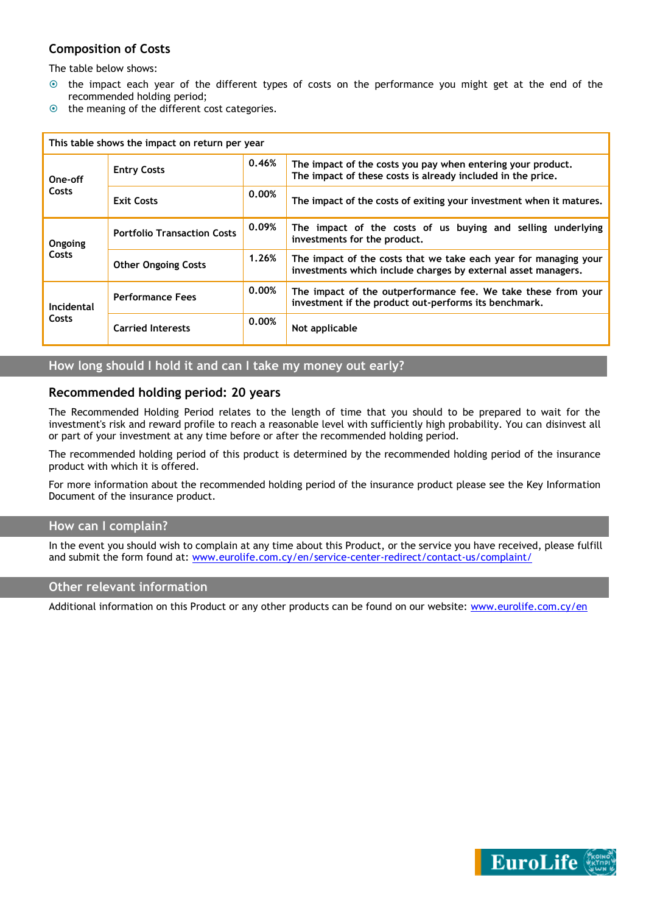## Composition of Costs

The table below shows:

- the impact each year of the different types of costs on the performance you might get at the end of the recommended holding period;
- the meaning of the different cost categories.

| This table shows the impact on return per year | | | |
|---|---|---|---|
| One-off Costs | Entry Costs | 0.46% | The impact of the costs you pay when entering your product. The impact of these costs is already included in the price. |
| | Exit Costs | 0.00% | The impact of the costs of exiting your investment when it matures. |
| Ongoing Costs | Portfolio Transaction Costs | 0.09% | The impact of the costs of us buying and selling underlying investments for the product. |
| | Other Ongoing Costs | 1.26% | The impact of the costs that we take each year for managing your investments which include charges by external asset managers. |
| Incidental Costs | Performance Fees | 0.00% | The impact of the outperformance fee. We take these from your investment if the product out-performs its benchmark. |
| | Carried Interests | 0.00% | Not applicable |

## How long should I hold it and can I take my money out early?

### Recommended holding period: 20 years

The Recommended Holding Period relates to the length of time that you should to be prepared to wait for the investment's risk and reward profile to reach a reasonable level with sufficiently high probability. You can disinvest all or part of your investment at any time before or after the recommended holding period.

The recommended holding period of this product is determined by the recommended holding period of the insurance product with which it is offered.

For more information about the recommended holding period of the insurance product please see the Key Information Document of the insurance product.

## How can I complain?

In the event you should wish to complain at any time about this Product, or the service you have received, please fulfill and submit the form found at: www.eurolife.com.cy/en/service-center-redirect/contact-us/complaint/

## Other relevant information

Additional information on this Product or any other products can be found on our website: www.eurolife.com.cy/en